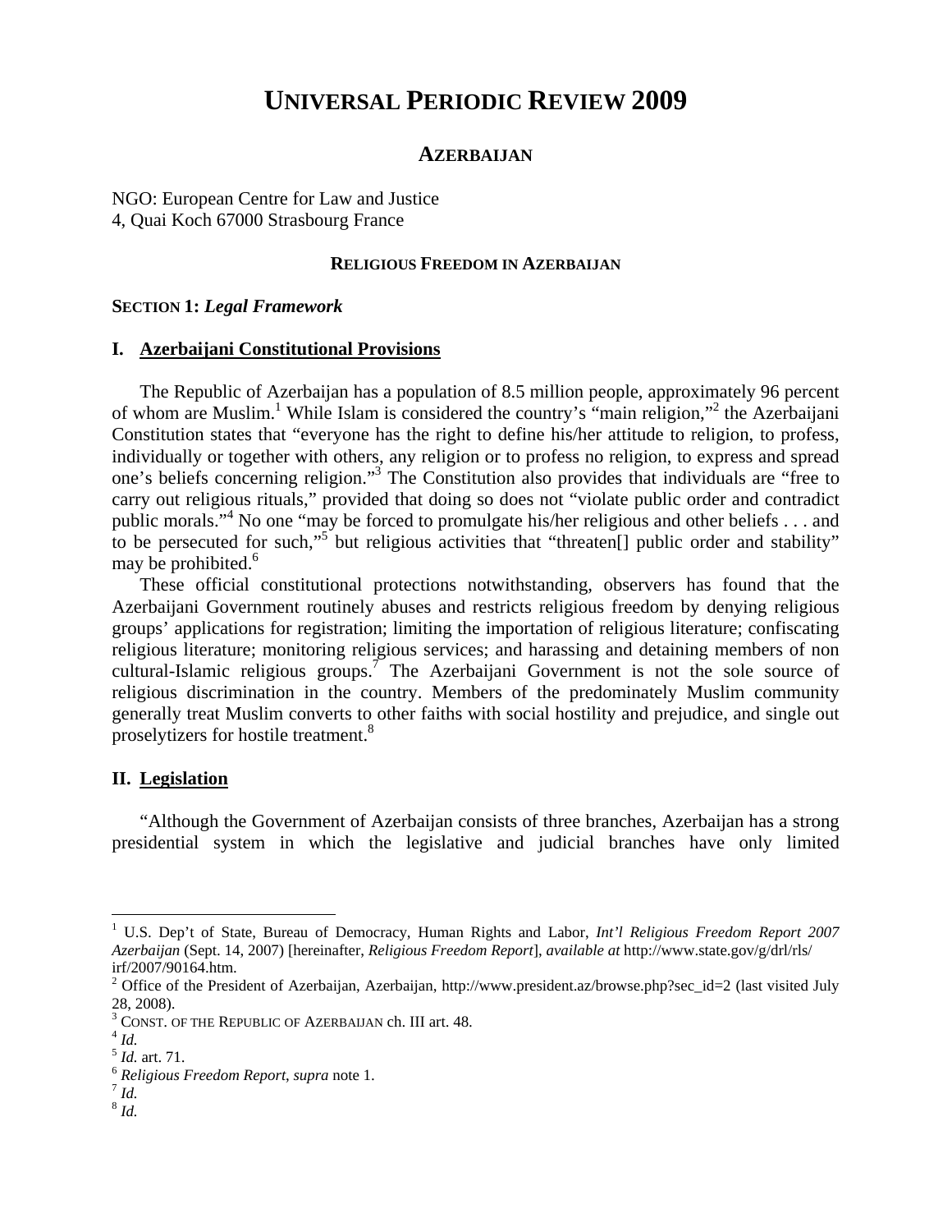# UNIVERSAL PERIODIC REVIEW 2009

## AZERBAIJAN

NGO: European Centre for Law and Justice
4, Quai Koch 67000 Strasbourg France

### RELIGIOUS FREEDOM IN AZERBAIJAN

**SECTION 1: *Legal Framework***

**I. Azerbaijani Constitutional Provisions**

The Republic of Azerbaijan has a population of 8.5 million people, approximately 96 percent of whom are Muslim.[1] While Islam is considered the country's "main religion,"[2] the Azerbaijani Constitution states that "everyone has the right to define his/her attitude to religion, to profess, individually or together with others, any religion or to profess no religion, to express and spread one's beliefs concerning religion."[3] The Constitution also provides that individuals are "free to carry out religious rituals," provided that doing so does not "violate public order and contradict public morals."[4] No one "may be forced to promulgate his/her religious and other beliefs . . . and to be persecuted for such,"[5] but religious activities that "threaten[] public order and stability" may be prohibited.[6]

These official constitutional protections notwithstanding, observers has found that the Azerbaijani Government routinely abuses and restricts religious freedom by denying religious groups' applications for registration; limiting the importation of religious literature; confiscating religious literature; monitoring religious services; and harassing and detaining members of non cultural-Islamic religious groups.[7] The Azerbaijani Government is not the sole source of religious discrimination in the country. Members of the predominately Muslim community generally treat Muslim converts to other faiths with social hostility and prejudice, and single out proselytizers for hostile treatment.[8]

**II. Legislation**

"Although the Government of Azerbaijan consists of three branches, Azerbaijan has a strong presidential system in which the legislative and judicial branches have only limited

---

[1] U.S. Dep't of State, Bureau of Democracy, Human Rights and Labor, *Int'l Religious Freedom Report 2007 Azerbaijan* (Sept. 14, 2007) [hereinafter, *Religious Freedom Report*], *available at* http://www.state.gov/g/drl/rls/irf/2007/90164.htm.

[2] Office of the President of Azerbaijan, Azerbaijan, http://www.president.az/browse.php?sec_id=2 (last visited July 28, 2008).

[3] CONST. OF THE REPUBLIC OF AZERBAIJAN ch. III art. 48.

[4] *Id.*

[5] *Id.* art. 71.

[6] *Religious Freedom Report*, *supra* note 1.

[7] *Id.*

[8] *Id.*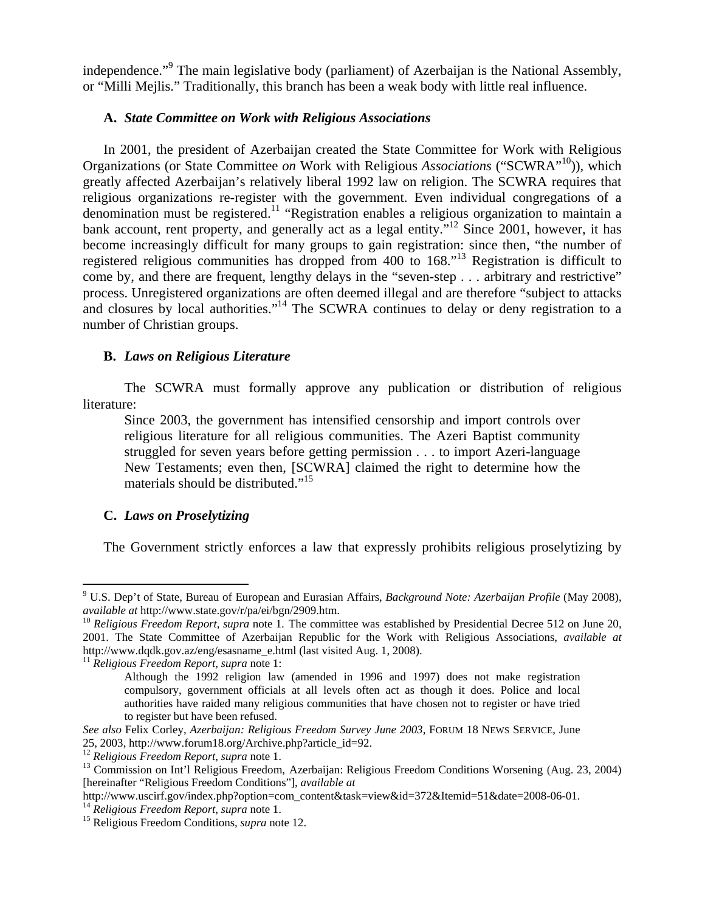independence."[9] The main legislative body (parliament) of Azerbaijan is the National Assembly, or "Milli Mejlis." Traditionally, this branch has been a weak body with little real influence.

### A. *State Committee on Work with Religious Associations*

In 2001, the president of Azerbaijan created the State Committee for Work with Religious Organizations (or State Committee *on* Work with Religious *Associations* ("SCWRA"[10])), which greatly affected Azerbaijan's relatively liberal 1992 law on religion. The SCWRA requires that religious organizations re-register with the government. Even individual congregations of a denomination must be registered.[11] "Registration enables a religious organization to maintain a bank account, rent property, and generally act as a legal entity."[12] Since 2001, however, it has become increasingly difficult for many groups to gain registration: since then, "the number of registered religious communities has dropped from 400 to 168."[13] Registration is difficult to come by, and there are frequent, lengthy delays in the "seven-step . . . arbitrary and restrictive" process. Unregistered organizations are often deemed illegal and are therefore "subject to attacks and closures by local authorities."[14] The SCWRA continues to delay or deny registration to a number of Christian groups.

### B. *Laws on Religious Literature*

The SCWRA must formally approve any publication or distribution of religious literature:

> Since 2003, the government has intensified censorship and import controls over religious literature for all religious communities. The Azeri Baptist community struggled for seven years before getting permission . . . to import Azeri-language New Testaments; even then, [SCWRA] claimed the right to determine how the materials should be distributed."[15]

### C. *Laws on Proselytizing*

The Government strictly enforces a law that expressly prohibits religious proselytizing by

---

[9] U.S. Dep't of State, Bureau of European and Eurasian Affairs, *Background Note: Azerbaijan Profile* (May 2008), *available at* http://www.state.gov/r/pa/ei/bgn/2909.htm.

[10] *Religious Freedom Report*, *supra* note 1. The committee was established by Presidential Decree 512 on June 20, 2001. The State Committee of Azerbaijan Republic for the Work with Religious Associations, *available at* http://www.dqdk.gov.az/eng/esasname_e.html (last visited Aug. 1, 2008).

[11] *Religious Freedom Report*, *supra* note 1:

> Although the 1992 religion law (amended in 1996 and 1997) does not make registration compulsory, government officials at all levels often act as though it does. Police and local authorities have raided many religious communities that have chosen not to register or have tried to register but have been refused.

*See also* Felix Corley, *Azerbaijan: Religious Freedom Survey June 2003*, FORUM 18 NEWS SERVICE, June 25, 2003, http://www.forum18.org/Archive.php?article_id=92.

[12] *Religious Freedom Report*, *supra* note 1.

[13] Commission on Int'l Religious Freedom, Azerbaijan: Religious Freedom Conditions Worsening (Aug. 23, 2004) [hereinafter "Religious Freedom Conditions"], *available at* http://www.uscirf.gov/index.php?option=com_content&task=view&id=372&Itemid=51&date=2008-06-01.

[14] *Religious Freedom Report*, *supra* note 1.

[15] Religious Freedom Conditions, *supra* note 12.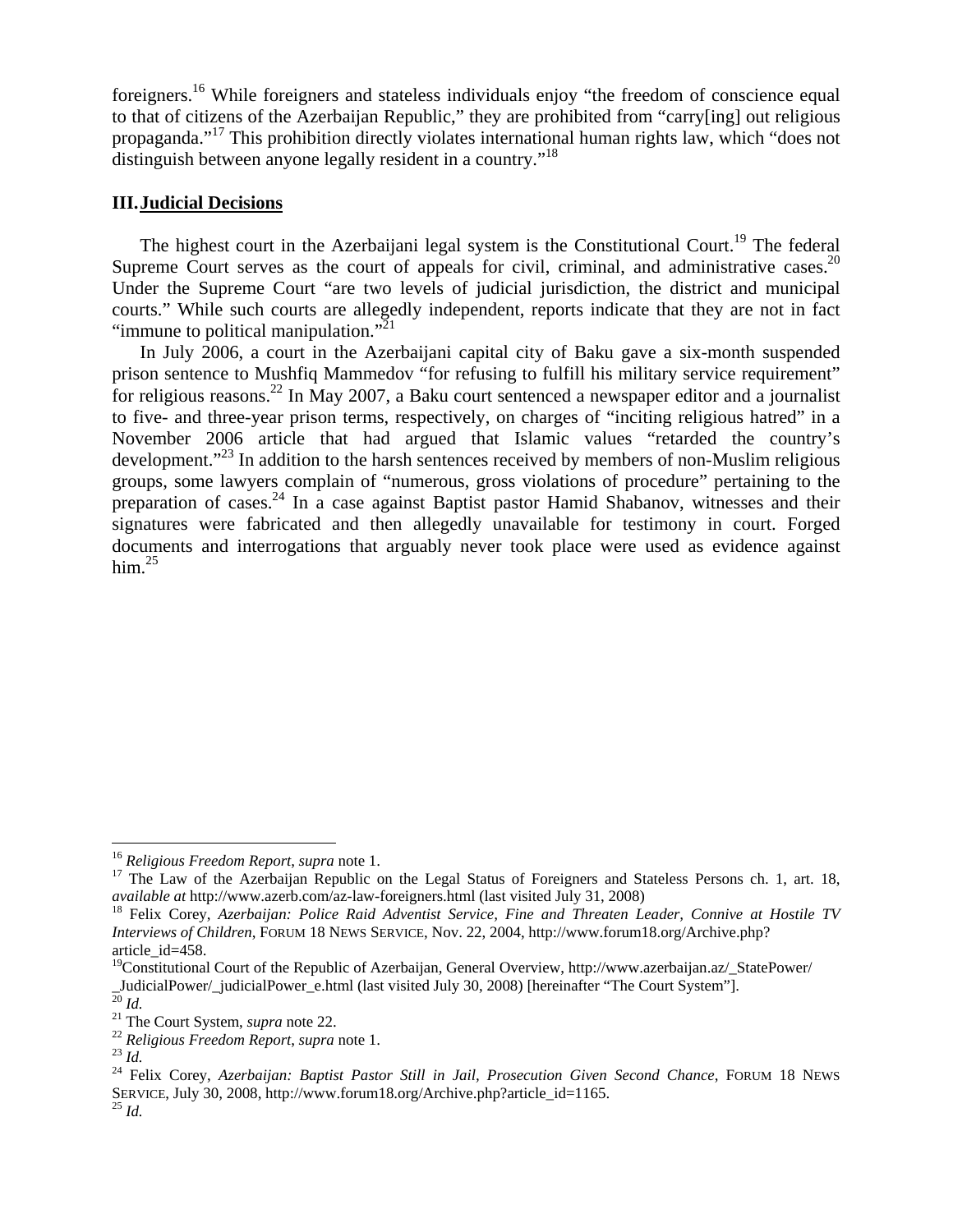foreigners.[16] While foreigners and stateless individuals enjoy "the freedom of conscience equal to that of citizens of the Azerbaijan Republic," they are prohibited from "carry[ing] out religious propaganda."[17] This prohibition directly violates international human rights law, which "does not distinguish between anyone legally resident in a country."[18]

## III. Judicial Decisions

The highest court in the Azerbaijani legal system is the Constitutional Court.[19] The federal Supreme Court serves as the court of appeals for civil, criminal, and administrative cases.[20] Under the Supreme Court "are two levels of judicial jurisdiction, the district and municipal courts." While such courts are allegedly independent, reports indicate that they are not in fact "immune to political manipulation."[21]

In July 2006, a court in the Azerbaijani capital city of Baku gave a six-month suspended prison sentence to Mushfiq Mammedov "for refusing to fulfill his military service requirement" for religious reasons.[22] In May 2007, a Baku court sentenced a newspaper editor and a journalist to five- and three-year prison terms, respectively, on charges of "inciting religious hatred" in a November 2006 article that had argued that Islamic values "retarded the country's development."[23] In addition to the harsh sentences received by members of non-Muslim religious groups, some lawyers complain of "numerous, gross violations of procedure" pertaining to the preparation of cases.[24] In a case against Baptist pastor Hamid Shabanov, witnesses and their signatures were fabricated and then allegedly unavailable for testimony in court. Forged documents and interrogations that arguably never took place were used as evidence against him.[25]

---

[16] *Religious Freedom Report*, *supra* note 1.

[17] The Law of the Azerbaijan Republic on the Legal Status of Foreigners and Stateless Persons ch. 1, art. 18, *available at* http://www.azerb.com/az-law-foreigners.html (last visited July 31, 2008)

[18] Felix Corey, *Azerbaijan: Police Raid Adventist Service, Fine and Threaten Leader, Connive at Hostile TV Interviews of Children*, FORUM 18 NEWS SERVICE, Nov. 22, 2004, http://www.forum18.org/Archive.php?article_id=458.

[19] Constitutional Court of the Republic of Azerbaijan, General Overview, http://www.azerbaijan.az/_StatePower/_JudicialPower/_judicialPower_e.html (last visited July 30, 2008) [hereinafter "The Court System"].

[20] *Id.*

[21] The Court System, *supra* note 22.

[22] *Religious Freedom Report*, *supra* note 1.

[23] *Id.*

[24] Felix Corey, *Azerbaijan: Baptist Pastor Still in Jail, Prosecution Given Second Chance*, FORUM 18 NEWS SERVICE, July 30, 2008, http://www.forum18.org/Archive.php?article_id=1165.

[25] *Id.*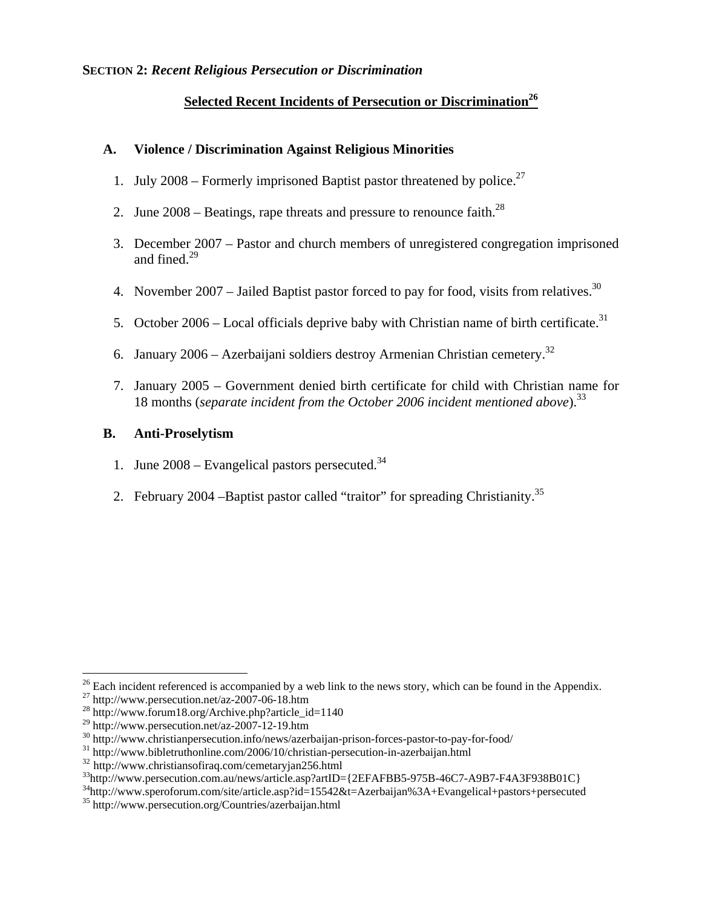**SECTION 2:** ***Recent Religious Persecution or Discrimination***

**Selected Recent Incidents of Persecution or Discrimination[26]**

### A. Violence / Discrimination Against Religious Minorities

1. July 2008 – Formerly imprisoned Baptist pastor threatened by police.[27]
2. June 2008 – Beatings, rape threats and pressure to renounce faith.[28]
3. December 2007 – Pastor and church members of unregistered congregation imprisoned and fined.[29]
4. November 2007 – Jailed Baptist pastor forced to pay for food, visits from relatives.[30]
5. October 2006 – Local officials deprive baby with Christian name of birth certificate.[31]
6. January 2006 – Azerbaijani soldiers destroy Armenian Christian cemetery.[32]
7. January 2005 – Government denied birth certificate for child with Christian name for 18 months (*separate incident from the October 2006 incident mentioned above*).[33]

### B. Anti-Proselytism

1. June 2008 – Evangelical pastors persecuted.[34]
2. February 2004 –Baptist pastor called "traitor" for spreading Christianity.[35]

---

[26] Each incident referenced is accompanied by a web link to the news story, which can be found in the Appendix.
[27] http://www.persecution.net/az-2007-06-18.htm
[28] http://www.forum18.org/Archive.php?article_id=1140
[29] http://www.persecution.net/az-2007-12-19.htm
[30] http://www.christianpersecution.info/news/azerbaijan-prison-forces-pastor-to-pay-for-food/
[31] http://www.bibletruthonline.com/2006/10/christian-persecution-in-azerbaijan.html
[32] http://www.christiansofiraq.com/cemetaryjan256.html
[33] http://www.persecution.com.au/news/article.asp?artID={2EFAFBB5-975B-46C7-A9B7-F4A3F938B01C}
[34] http://www.speroforum.com/site/article.asp?id=15542&t=Azerbaijan%3A+Evangelical+pastors+persecuted
[35] http://www.persecution.org/Countries/azerbaijan.html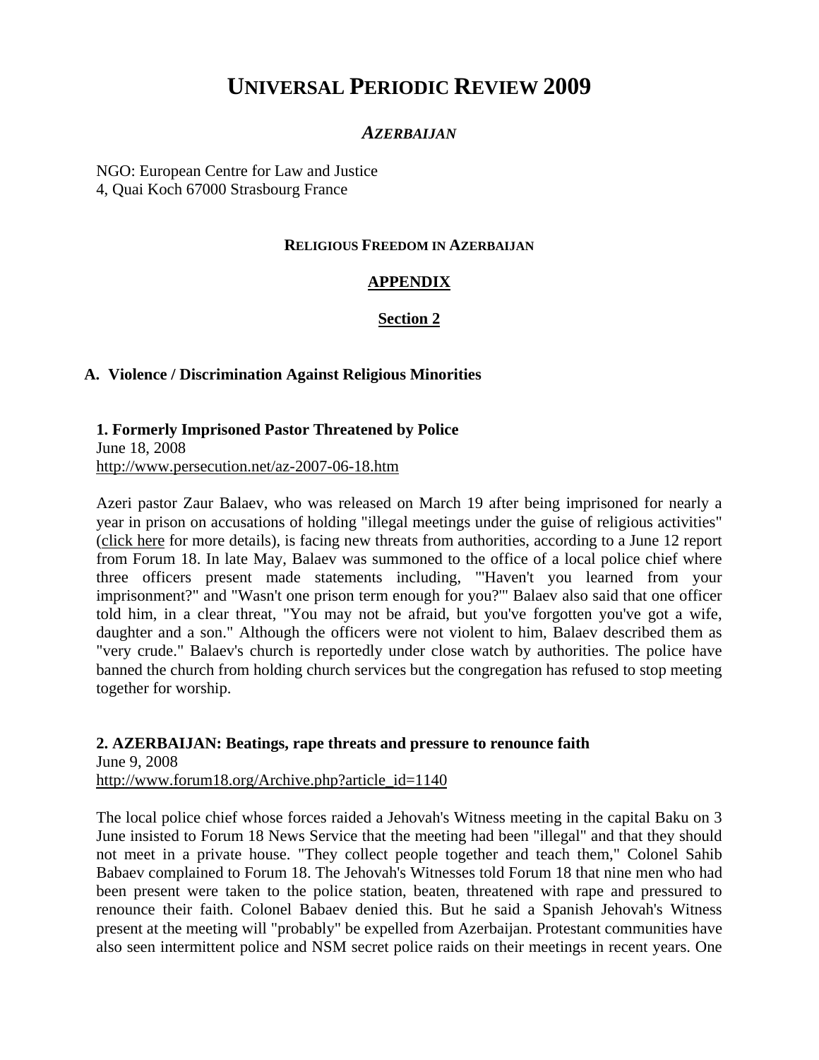# UNIVERSAL PERIODIC REVIEW 2009

### *AZERBAIJAN*

NGO: European Centre for Law and Justice
4, Quai Koch 67000 Strasbourg France

#### RELIGIOUS FREEDOM IN AZERBAIJAN

#### APPENDIX

#### Section 2

## A. Violence / Discrimination Against Religious Minorities

**1. Formerly Imprisoned Pastor Threatened by Police**
June 18, 2008
http://www.persecution.net/az-2007-06-18.htm

Azeri pastor Zaur Balaev, who was released on March 19 after being imprisoned for nearly a year in prison on accusations of holding "illegal meetings under the guise of religious activities" (click here for more details), is facing new threats from authorities, according to a June 12 report from Forum 18. In late May, Balaev was summoned to the office of a local police chief where three officers present made statements including, "'Haven't you learned from your imprisonment?" and "Wasn't one prison term enough for you?'" Balaev also said that one officer told him, in a clear threat, "You may not be afraid, but you've forgotten you've got a wife, daughter and a son." Although the officers were not violent to him, Balaev described them as "very crude." Balaev's church is reportedly under close watch by authorities. The police have banned the church from holding church services but the congregation has refused to stop meeting together for worship.

**2. AZERBAIJAN: Beatings, rape threats and pressure to renounce faith**
June 9, 2008
http://www.forum18.org/Archive.php?article_id=1140

The local police chief whose forces raided a Jehovah's Witness meeting in the capital Baku on 3 June insisted to Forum 18 News Service that the meeting had been "illegal" and that they should not meet in a private house. "They collect people together and teach them," Colonel Sahib Babaev complained to Forum 18. The Jehovah's Witnesses told Forum 18 that nine men who had been present were taken to the police station, beaten, threatened with rape and pressured to renounce their faith. Colonel Babaev denied this. But he said a Spanish Jehovah's Witness present at the meeting will "probably" be expelled from Azerbaijan. Protestant communities have also seen intermittent police and NSM secret police raids on their meetings in recent years. One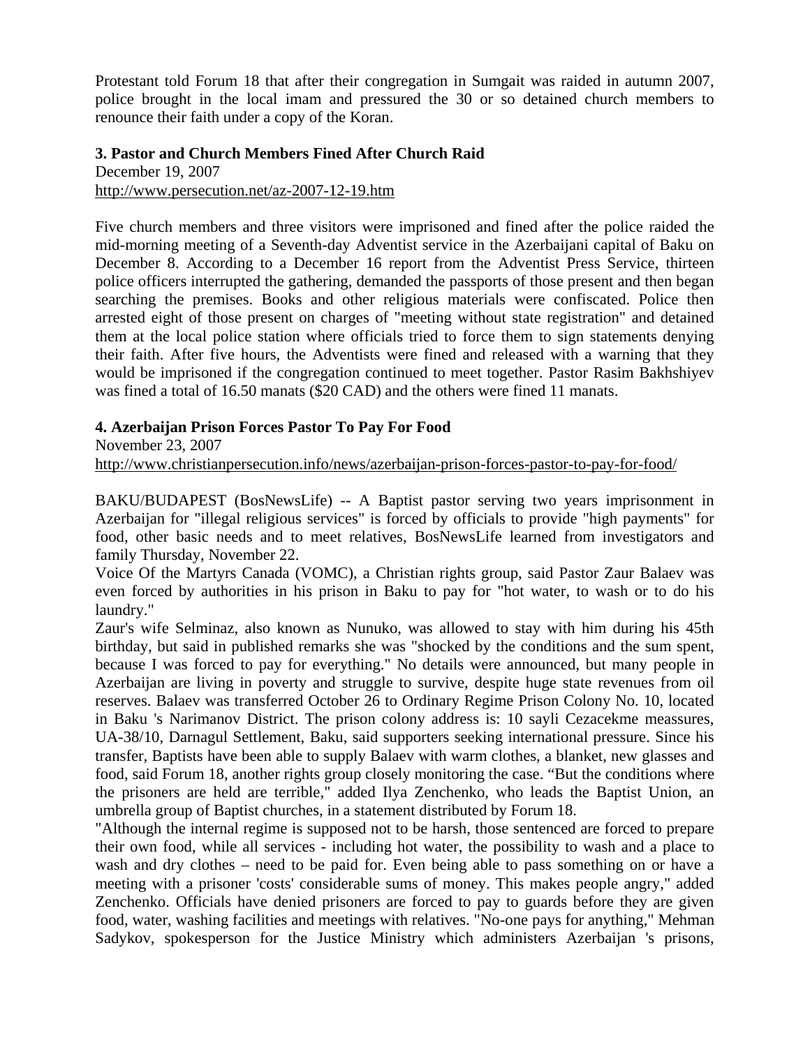Protestant told Forum 18 that after their congregation in Sumgait was raided in autumn 2007, police brought in the local imam and pressured the 30 or so detained church members to renounce their faith under a copy of the Koran.

### 3. Pastor and Church Members Fined After Church Raid

December 19, 2007
http://www.persecution.net/az-2007-12-19.htm

Five church members and three visitors were imprisoned and fined after the police raided the mid-morning meeting of a Seventh-day Adventist service in the Azerbaijani capital of Baku on December 8. According to a December 16 report from the Adventist Press Service, thirteen police officers interrupted the gathering, demanded the passports of those present and then began searching the premises. Books and other religious materials were confiscated. Police then arrested eight of those present on charges of "meeting without state registration" and detained them at the local police station where officials tried to force them to sign statements denying their faith. After five hours, the Adventists were fined and released with a warning that they would be imprisoned if the congregation continued to meet together. Pastor Rasim Bakhshiyev was fined a total of 16.50 manats ($20 CAD) and the others were fined 11 manats.

### 4. Azerbaijan Prison Forces Pastor To Pay For Food

November 23, 2007
http://www.christianpersecution.info/news/azerbaijan-prison-forces-pastor-to-pay-for-food/

BAKU/BUDAPEST (BosNewsLife) -- A Baptist pastor serving two years imprisonment in Azerbaijan for "illegal religious services" is forced by officials to provide "high payments" for food, other basic needs and to meet relatives, BosNewsLife learned from investigators and family Thursday, November 22.

Voice Of the Martyrs Canada (VOMC), a Christian rights group, said Pastor Zaur Balaev was even forced by authorities in his prison in Baku to pay for "hot water, to wash or to do his laundry."

Zaur's wife Selminaz, also known as Nunuko, was allowed to stay with him during his 45th birthday, but said in published remarks she was "shocked by the conditions and the sum spent, because I was forced to pay for everything." No details were announced, but many people in Azerbaijan are living in poverty and struggle to survive, despite huge state revenues from oil reserves. Balaev was transferred October 26 to Ordinary Regime Prison Colony No. 10, located in Baku 's Narimanov District. The prison colony address is: 10 sayli Cezacekme meassures, UA-38/10, Darnagul Settlement, Baku, said supporters seeking international pressure. Since his transfer, Baptists have been able to supply Balaev with warm clothes, a blanket, new glasses and food, said Forum 18, another rights group closely monitoring the case. "But the conditions where the prisoners are held are terrible," added Ilya Zenchenko, who leads the Baptist Union, an umbrella group of Baptist churches, in a statement distributed by Forum 18.

"Although the internal regime is supposed not to be harsh, those sentenced are forced to prepare their own food, while all services - including hot water, the possibility to wash and a place to wash and dry clothes – need to be paid for. Even being able to pass something on or have a meeting with a prisoner 'costs' considerable sums of money. This makes people angry," added Zenchenko. Officials have denied prisoners are forced to pay to guards before they are given food, water, washing facilities and meetings with relatives. "No-one pays for anything," Mehman Sadykov, spokesperson for the Justice Ministry which administers Azerbaijan 's prisons,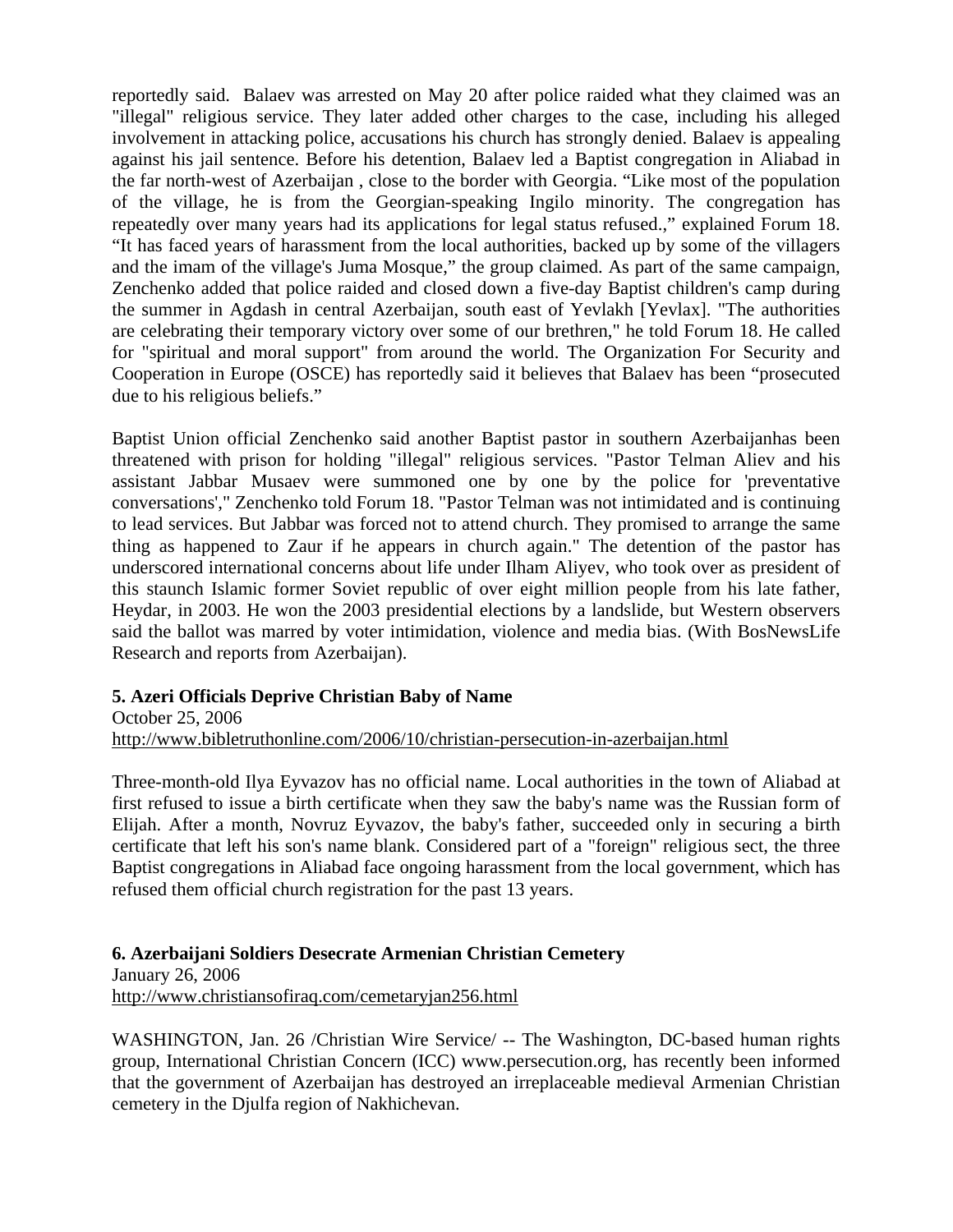reportedly said. Balaev was arrested on May 20 after police raided what they claimed was an "illegal" religious service. They later added other charges to the case, including his alleged involvement in attacking police, accusations his church has strongly denied. Balaev is appealing against his jail sentence. Before his detention, Balaev led a Baptist congregation in Aliabad in the far north-west of Azerbaijan , close to the border with Georgia. "Like most of the population of the village, he is from the Georgian-speaking Ingilo minority. The congregation has repeatedly over many years had its applications for legal status refused.," explained Forum 18. "It has faced years of harassment from the local authorities, backed up by some of the villagers and the imam of the village's Juma Mosque," the group claimed. As part of the same campaign, Zenchenko added that police raided and closed down a five-day Baptist children's camp during the summer in Agdash in central Azerbaijan, south east of Yevlakh [Yevlax]. "The authorities are celebrating their temporary victory over some of our brethren," he told Forum 18. He called for "spiritual and moral support" from around the world. The Organization For Security and Cooperation in Europe (OSCE) has reportedly said it believes that Balaev has been "prosecuted due to his religious beliefs."

Baptist Union official Zenchenko said another Baptist pastor in southern Azerbaijanhas been threatened with prison for holding "illegal" religious services. "Pastor Telman Aliev and his assistant Jabbar Musaev were summoned one by one by the police for 'preventative conversations'," Zenchenko told Forum 18. "Pastor Telman was not intimidated and is continuing to lead services. But Jabbar was forced not to attend church. They promised to arrange the same thing as happened to Zaur if he appears in church again." The detention of the pastor has underscored international concerns about life under Ilham Aliyev, who took over as president of this staunch Islamic former Soviet republic of over eight million people from his late father, Heydar, in 2003. He won the 2003 presidential elections by a landslide, but Western observers said the ballot was marred by voter intimidation, violence and media bias. (With BosNewsLife Research and reports from Azerbaijan).

**5. Azeri Officials Deprive Christian Baby of Name**

October 25, 2006

http://www.bibletruthonline.com/2006/10/christian-persecution-in-azerbaijan.html

Three-month-old Ilya Eyvazov has no official name. Local authorities in the town of Aliabad at first refused to issue a birth certificate when they saw the baby's name was the Russian form of Elijah. After a month, Novruz Eyvazov, the baby's father, succeeded only in securing a birth certificate that left his son's name blank. Considered part of a "foreign" religious sect, the three Baptist congregations in Aliabad face ongoing harassment from the local government, which has refused them official church registration for the past 13 years.

**6. Azerbaijani Soldiers Desecrate Armenian Christian Cemetery**

January 26, 2006

http://www.christiansofiraq.com/cemetaryjan256.html

WASHINGTON, Jan. 26 /Christian Wire Service/ -- The Washington, DC-based human rights group, International Christian Concern (ICC) www.persecution.org, has recently been informed that the government of Azerbaijan has destroyed an irreplaceable medieval Armenian Christian cemetery in the Djulfa region of Nakhichevan.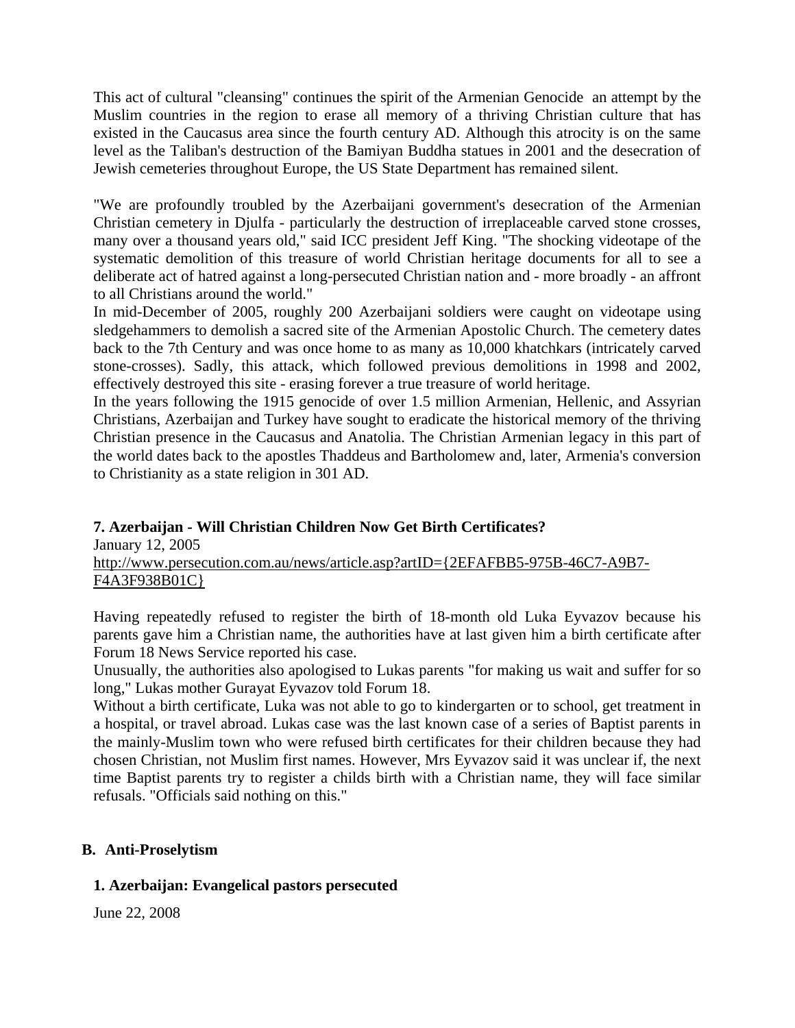This act of cultural "cleansing" continues the spirit of the Armenian Genocide  an attempt by the Muslim countries in the region to erase all memory of a thriving Christian culture that has existed in the Caucasus area since the fourth century AD. Although this atrocity is on the same level as the Taliban's destruction of the Bamiyan Buddha statues in 2001 and the desecration of Jewish cemeteries throughout Europe, the US State Department has remained silent.

"We are profoundly troubled by the Azerbaijani government's desecration of the Armenian Christian cemetery in Djulfa - particularly the destruction of irreplaceable carved stone crosses, many over a thousand years old," said ICC president Jeff King. "The shocking videotape of the systematic demolition of this treasure of world Christian heritage documents for all to see a deliberate act of hatred against a long-persecuted Christian nation and - more broadly - an affront to all Christians around the world."

In mid-December of 2005, roughly 200 Azerbaijani soldiers were caught on videotape using sledgehammers to demolish a sacred site of the Armenian Apostolic Church. The cemetery dates back to the 7th Century and was once home to as many as 10,000 khatchkars (intricately carved stone-crosses). Sadly, this attack, which followed previous demolitions in 1998 and 2002, effectively destroyed this site - erasing forever a true treasure of world heritage.

In the years following the 1915 genocide of over 1.5 million Armenian, Hellenic, and Assyrian Christians, Azerbaijan and Turkey have sought to eradicate the historical memory of the thriving Christian presence in the Caucasus and Anatolia. The Christian Armenian legacy in this part of the world dates back to the apostles Thaddeus and Bartholomew and, later, Armenia's conversion to Christianity as a state religion in 301 AD.

### 7. Azerbaijan - Will Christian Children Now Get Birth Certificates?

January 12, 2005

http://www.persecution.com.au/news/article.asp?artID={2EFAFBB5-975B-46C7-A9B7-F4A3F938B01C}

Having repeatedly refused to register the birth of 18-month old Luka Eyvazov because his parents gave him a Christian name, the authorities have at last given him a birth certificate after Forum 18 News Service reported his case.

Unusually, the authorities also apologised to Lukas parents "for making us wait and suffer for so long," Lukas mother Gurayat Eyvazov told Forum 18.

Without a birth certificate, Luka was not able to go to kindergarten or to school, get treatment in a hospital, or travel abroad. Lukas case was the last known case of a series of Baptist parents in the mainly-Muslim town who were refused birth certificates for their children because they had chosen Christian, not Muslim first names. However, Mrs Eyvazov said it was unclear if, the next time Baptist parents try to register a childs birth with a Christian name, they will face similar refusals. "Officials said nothing on this."

## B. Anti-Proselytism

### 1. Azerbaijan: Evangelical pastors persecuted

June 22, 2008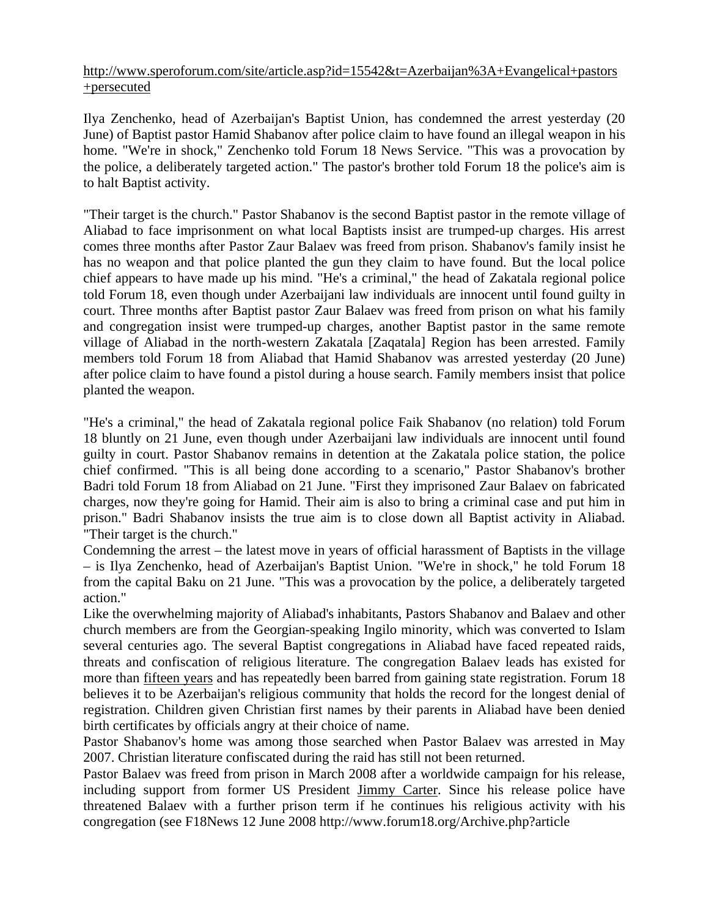http://www.speroforum.com/site/article.asp?id=15542&t=Azerbaijan%3A+Evangelical+pastors+persecuted

Ilya Zenchenko, head of Azerbaijan's Baptist Union, has condemned the arrest yesterday (20 June) of Baptist pastor Hamid Shabanov after police claim to have found an illegal weapon in his home. "We're in shock," Zenchenko told Forum 18 News Service. "This was a provocation by the police, a deliberately targeted action." The pastor's brother told Forum 18 the police's aim is to halt Baptist activity.

"Their target is the church." Pastor Shabanov is the second Baptist pastor in the remote village of Aliabad to face imprisonment on what local Baptists insist are trumped-up charges. His arrest comes three months after Pastor Zaur Balaev was freed from prison. Shabanov's family insist he has no weapon and that police planted the gun they claim to have found. But the local police chief appears to have made up his mind. "He's a criminal," the head of Zakatala regional police told Forum 18, even though under Azerbaijani law individuals are innocent until found guilty in court. Three months after Baptist pastor Zaur Balaev was freed from prison on what his family and congregation insist were trumped-up charges, another Baptist pastor in the same remote village of Aliabad in the north-western Zakatala [Zaqatala] Region has been arrested. Family members told Forum 18 from Aliabad that Hamid Shabanov was arrested yesterday (20 June) after police claim to have found a pistol during a house search. Family members insist that police planted the weapon.

"He's a criminal," the head of Zakatala regional police Faik Shabanov (no relation) told Forum 18 bluntly on 21 June, even though under Azerbaijani law individuals are innocent until found guilty in court. Pastor Shabanov remains in detention at the Zakatala police station, the police chief confirmed. "This is all being done according to a scenario," Pastor Shabanov's brother Badri told Forum 18 from Aliabad on 21 June. "First they imprisoned Zaur Balaev on fabricated charges, now they're going for Hamid. Their aim is also to bring a criminal case and put him in prison." Badri Shabanov insists the true aim is to close down all Baptist activity in Aliabad. "Their target is the church."

Condemning the arrest – the latest move in years of official harassment of Baptists in the village – is Ilya Zenchenko, head of Azerbaijan's Baptist Union. "We're in shock," he told Forum 18 from the capital Baku on 21 June. "This was a provocation by the police, a deliberately targeted action."

Like the overwhelming majority of Aliabad's inhabitants, Pastors Shabanov and Balaev and other church members are from the Georgian-speaking Ingilo minority, which was converted to Islam several centuries ago. The several Baptist congregations in Aliabad have faced repeated raids, threats and confiscation of religious literature. The congregation Balaev leads has existed for more than fifteen years and has repeatedly been barred from gaining state registration. Forum 18 believes it to be Azerbaijan's religious community that holds the record for the longest denial of registration. Children given Christian first names by their parents in Aliabad have been denied birth certificates by officials angry at their choice of name.

Pastor Shabanov's home was among those searched when Pastor Balaev was arrested in May 2007. Christian literature confiscated during the raid has still not been returned.

Pastor Balaev was freed from prison in March 2008 after a worldwide campaign for his release, including support from former US President Jimmy Carter. Since his release police have threatened Balaev with a further prison term if he continues his religious activity with his congregation (see F18News 12 June 2008 http://www.forum18.org/Archive.php?article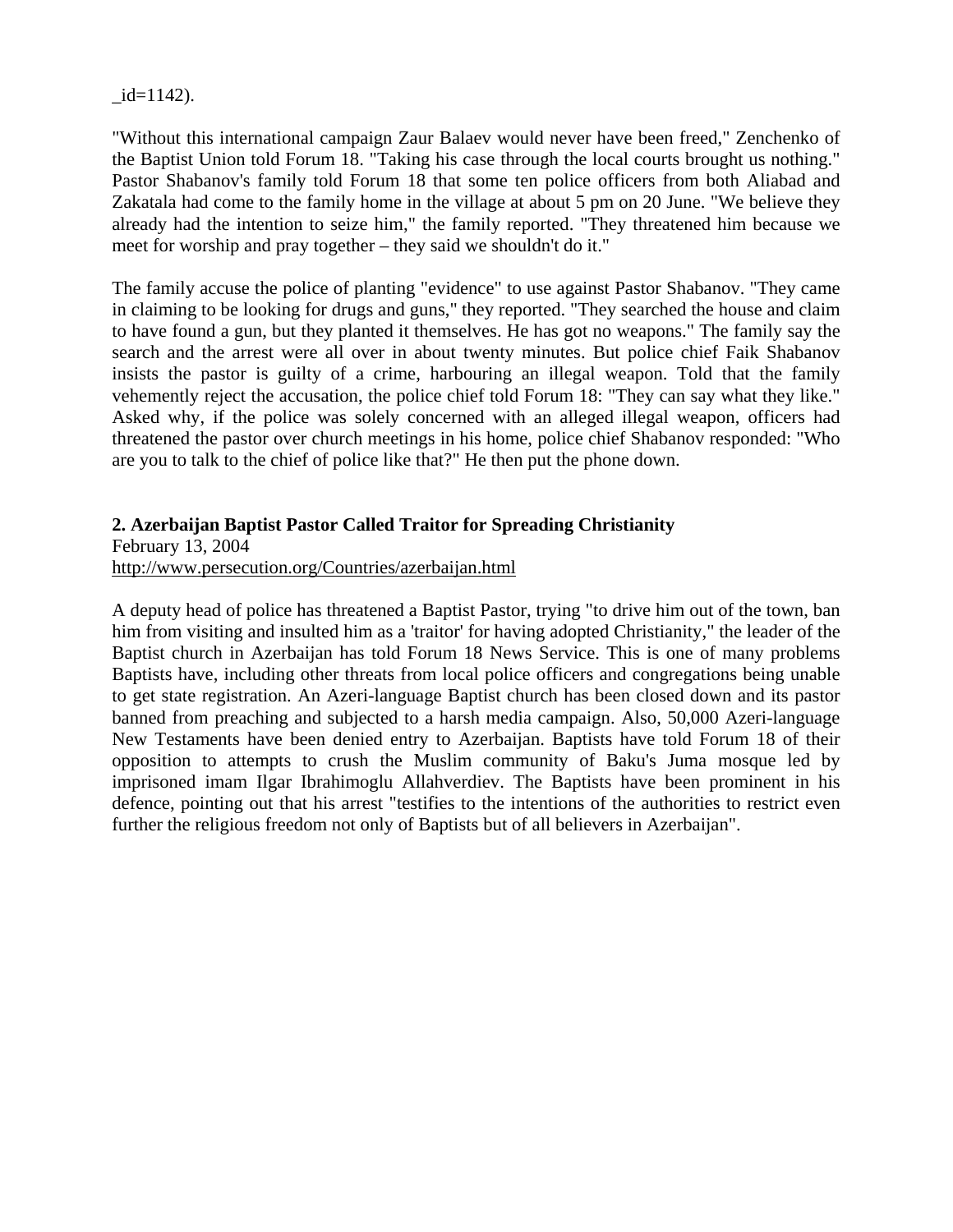_id=1142).

"Without this international campaign Zaur Balaev would never have been freed," Zenchenko of the Baptist Union told Forum 18. "Taking his case through the local courts brought us nothing." Pastor Shabanov's family told Forum 18 that some ten police officers from both Aliabad and Zakatala had come to the family home in the village at about 5 pm on 20 June. "We believe they already had the intention to seize him," the family reported. "They threatened him because we meet for worship and pray together – they said we shouldn't do it."

The family accuse the police of planting "evidence" to use against Pastor Shabanov. "They came in claiming to be looking for drugs and guns," they reported. "They searched the house and claim to have found a gun, but they planted it themselves. He has got no weapons." The family say the search and the arrest were all over in about twenty minutes. But police chief Faik Shabanov insists the pastor is guilty of a crime, harbouring an illegal weapon. Told that the family vehemently reject the accusation, the police chief told Forum 18: "They can say what they like." Asked why, if the police was solely concerned with an alleged illegal weapon, officers had threatened the pastor over church meetings in his home, police chief Shabanov responded: "Who are you to talk to the chief of police like that?" He then put the phone down.

**2. Azerbaijan Baptist Pastor Called Traitor for Spreading Christianity**
February 13, 2004
http://www.persecution.org/Countries/azerbaijan.html

A deputy head of police has threatened a Baptist Pastor, trying "to drive him out of the town, ban him from visiting and insulted him as a 'traitor' for having adopted Christianity," the leader of the Baptist church in Azerbaijan has told Forum 18 News Service. This is one of many problems Baptists have, including other threats from local police officers and congregations being unable to get state registration. An Azeri-language Baptist church has been closed down and its pastor banned from preaching and subjected to a harsh media campaign. Also, 50,000 Azeri-language New Testaments have been denied entry to Azerbaijan. Baptists have told Forum 18 of their opposition to attempts to crush the Muslim community of Baku's Juma mosque led by imprisoned imam Ilgar Ibrahimoglu Allahverdiev. The Baptists have been prominent in his defence, pointing out that his arrest "testifies to the intentions of the authorities to restrict even further the religious freedom not only of Baptists but of all believers in Azerbaijan".